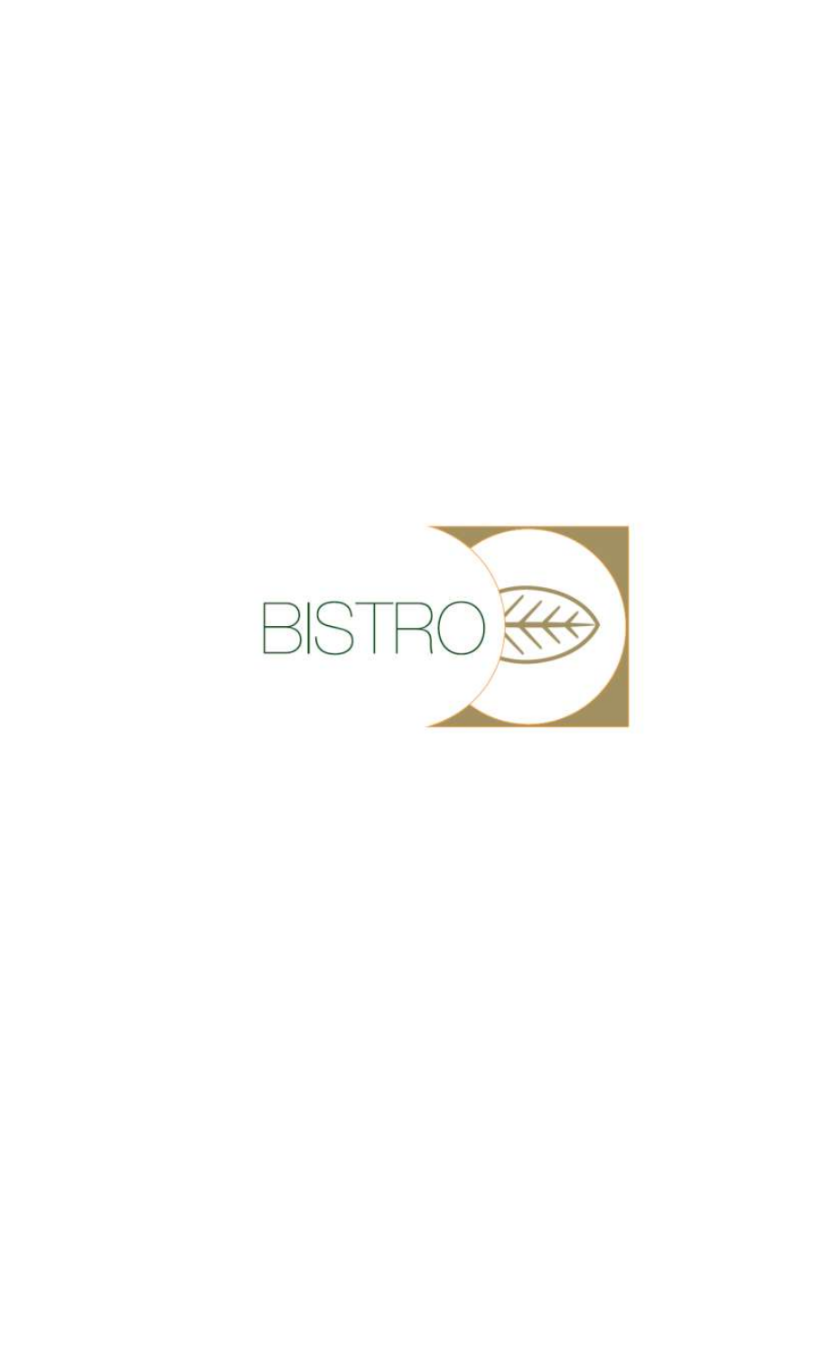# BISTRO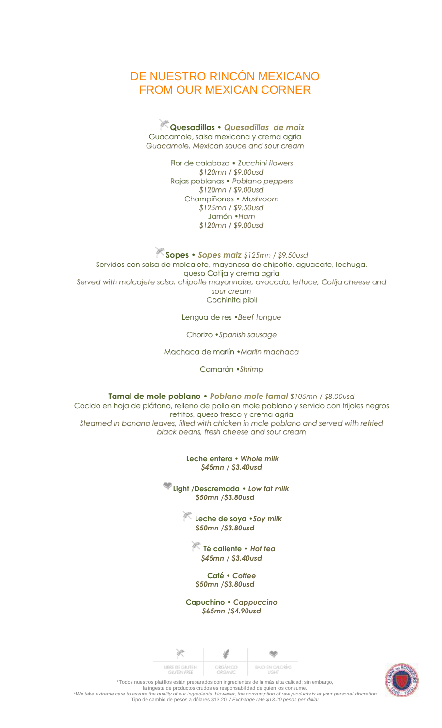# DE NUESTRO RINCÓN MEXICANO
# FROM OUR MEXICAN CORNER

**Quesadillas** • ***Quesadillas de maiz***
Guacamole, salsa mexicana y crema agria
*Guacamole, Mexican sauce and sour cream*

Flor de calabaza • *Zucchini flowers*
*$120mn / $9.00usd*
Rajas poblanas • *Poblano peppers*
*$120mn / $9.00usd*
Champiñones • *Mushroom*
*$125mn / $9.50usd*
Jamón •*Ham*
*$120mn / $9.00usd*

**Sopes** • ***Sopes maiz*** *$125mn / $9.50usd*
Servidos con salsa de molcajete, mayonesa de chipotle, aguacate, lechuga, queso Cotija y crema agria
*Served with molcajete salsa, chipotle mayonnaise, avocado, lettuce, Cotija cheese and sour cream*
Cochinita pibil

Lengua de res •*Beef tongue*

Chorizo •*Spanish sausage*

Machaca de marlin •*Marlin machaca*

Camarón •*Shrimp*

**Tamal de mole poblano** • ***Poblano mole tamal*** *$105mn / $8.00usd*
Cocido en hoja de plátano, relleno de pollo en mole poblano y servido con frijoles negros refritos, queso fresco y crema agria
*Steamed in banana leaves, filled with chicken in mole poblano and served with refried black beans, fresh cheese and sour cream*

**Leche entera** • ***Whole milk***
***$45mn / $3.40usd***

**Light /Descremada** • ***Low fat milk***
***$50mn /$3.80usd***

**Leche de soya** •***Soy milk***
***$50mn /$3.80usd***

**Té caliente** • ***Hot tea***
***$45mn / $3.40usd***

**Café** • ***Coffee***
***$50mn /$3.80usd***

**Capuchino** • ***Cappuccino***
***$65mn /$4.90usd***

| LIBRE DE GLUTEN GLUTEN FREE | ORGÁNICO ORGANIC | BAJO EN CALORÍAS LIGHT |
|---|---|---|

*Todos nuestros platillos están preparados con ingredientes de la más alta calidad; sin embargo, la ingesta de productos crudos es responsabilidad de quien los consume.
*We take extreme care to assure the quality of our ingredients. However, the consumption of raw products is at your personal discretion*
Tipo de cambio de pesos a dólares $13.20 */ Exchange rate $13.20 pesos per dollar*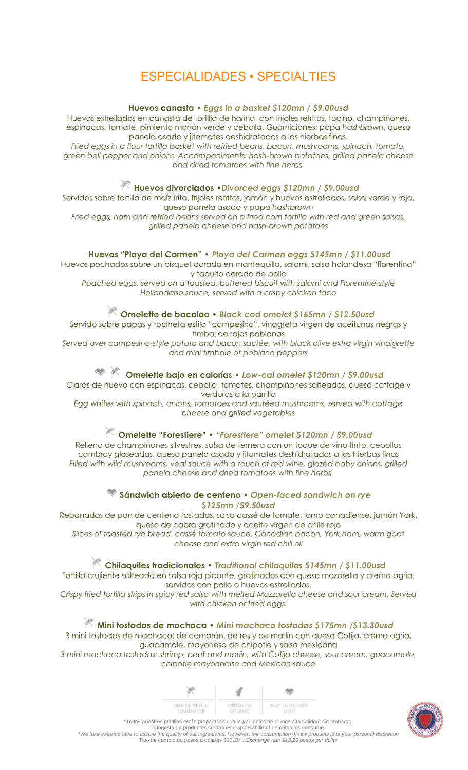# ESPECIALIDADES • SPECIALTIES

**Huevos canasta** • ***Eggs in a basket $120mn / $9.00usd***

Huevos estrellados en canasta de tortilla de harina, con frijoles refritos, tocino, champiñones, espinacas, tomate, pimiento morrón verde y cebolla. Guarniciones: papa *hashbrown*, queso panela asado y jitomates deshidratados a las hierbas finas.

*Fried eggs in a flour tortilla basket with refried beans, bacon, mushrooms, spinach, tomato, green bell pepper and onions. Accompaniments: hash-brown potatoes, grilled panela cheese and dried tomatoes with fine herbs.*

**Huevos divorciados** •***Divorced eggs $120mn / $9.00usd***

Servidos sobre tortilla de maíz frita, frijoles refritos, jamón y huevos estrellados, salsa verde y roja, queso panela asado y papa *hashbrown*

*Fried eggs, ham and refried beans served on a fried corn tortilla with red and green salsas, grilled panela cheese and hash-brown potatoes*

**Huevos "Playa del Carmen"** • ***Playa del Carmen eggs $145mn / $11.00usd***

Huevos pochados sobre un bísquet dorado en mantequilla, salami, salsa holandesa "florentina" y taquito dorado de pollo

*Poached eggs, served on a toasted, buttered biscuit with salami and Florentine-style Hollandaise sauce, served with a crispy chicken taco*

**Omelette de bacalao** • ***Black cod omelet $165mn / $12.50usd***

Servido sobre papas y tocineta estilo "campesino", vinagreta virgen de aceitunas negras y timbal de rajas poblanas

*Served over campesino-style potato and bacon sautée, with black olive extra virgin vinaigrette and mini timbale of poblano peppers*

**Omelette bajo en calorías** • ***Low-cal omelet $120mn / $9.00usd***

Claras de huevo con espinacas, cebolla, tomates, champiñones salteados, queso cottage y verduras a la parrilla

*Egg whites with spinach, onions, tomatoes and sautéed mushrooms, served with cottage cheese and grilled vegetables*

**Omelette "Forestiere"** • ***"Forestiere" omelet $120mn / $9.00usd***

Relleno de champiñones silvestres, salsa de ternera con un toque de vino tinto, cebollas cambray glaseadas, queso panela asado y jitomates deshidratados a las hierbas finas

*Filled with wild mushrooms, veal sauce with a touch of red wine, glazed baby onions, grilled panela cheese and dried tomatoes with fine herbs.*

**Sándwich abierto de centeno** • ***Open-faced sandwich on rye $125mn /$9.50usd***

Rebanadas de pan de centeno tostadas, salsa cassé de tomate, lomo canadiense, jamón York, queso de cabra gratinado y aceite virgen de chile rojo

*Slices of toasted rye bread, cassé tomato sauce, Canadian bacon, York ham, warm goat cheese and extra virgin red chili oil*

**Chilaquiles tradicionales** • ***Traditional chilaquiles $145mn / $11.00usd***

Tortilla crujiente salteada en salsa roja picante, gratinados con queso mozarella y crema agria, servidos con pollo o huevos estrellados.

*Crispy fried tortilla strips in spicy red salsa with melted Mozzarella cheese and sour cream. Served with chicken or fried eggs.*

**Mini tostadas de machaca** • ***Mini machaca tostadas $175mn /$13.30usd***

3 mini tostadas de machaca: de camarón, de res y de marlín con queso Cotija, crema agria, guacamole, mayonesa de chipotle y salsa mexicana

*3 mini machaca tostadas: shrimp, beef and marlin, with Cotija cheese, sour cream, guacamole, chipotle mayonnaise and Mexican sauce*

| LIBRE DE GLUTEN *GLUTEN FREE* | ORGÁNICO *ORGANIC* | BAJO EN CALORÍAS *LIGHT* |
|---|---|---|

*Todos nuestros platillos están preparados con ingredientes de la más alta calidad; sin embargo, la ingesta de productos crudos es responsabilidad de quien los consume.

**We take extreme care to assure the quality of our ingredients. However, the consumption of raw products is at your personal discretion*

Tipo de cambio de pesos a dólares $13.20 / *Exchange rate $13.20 pesos per dollar*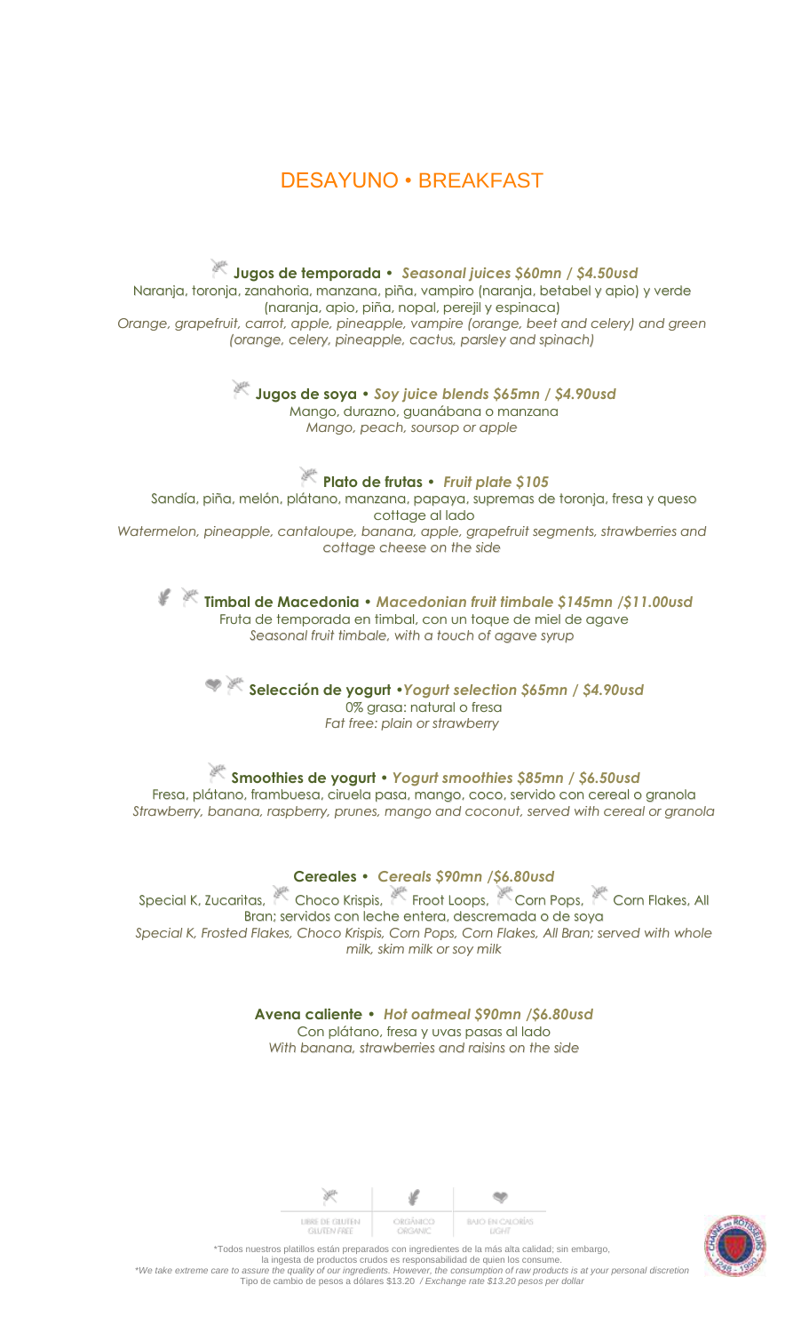# DESAYUNO • BREAKFAST

**Jugos de temporada •** ***Seasonal juices $60mn / $4.50usd***
Naranja, toronja, zanahoria, manzana, piña, vampiro (naranja, betabel y apio) y verde (naranja, apio, piña, nopal, perejil y espinaca)
*Orange, grapefruit, carrot, apple, pineapple, vampire (orange, beet and celery) and green (orange, celery, pineapple, cactus, parsley and spinach)*

**Jugos de soya •** ***Soy juice blends $65mn / $4.90usd***
Mango, durazno, guanábana o manzana
*Mango, peach, soursop or apple*

**Plato de frutas •** ***Fruit plate $105***
Sandía, piña, melón, plátano, manzana, papaya, supremas de toronja, fresa y queso cottage al lado
*Watermelon, pineapple, cantaloupe, banana, apple, grapefruit segments, strawberries and cottage cheese on the side*

**Timbal de Macedonia •** ***Macedonian fruit timbale $145mn /$11.00usd***
Fruta de temporada en timbal, con un toque de miel de agave
*Seasonal fruit timbale, with a touch of agave syrup*

**Selección de yogurt •*****Yogurt selection $65mn / $4.90usd***
0% grasa: natural o fresa
*Fat free: plain or strawberry*

**Smoothies de yogurt •** ***Yogurt smoothies $85mn / $6.50usd***
Fresa, plátano, frambuesa, ciruela pasa, mango, coco, servido con cereal o granola
*Strawberry, banana, raspberry, prunes, mango and coconut, served with cereal or granola*

**Cereales •** ***Cereals $90mn /$6.80usd***
Special K, Zucaritas, Choco Krispis, Froot Loops, Corn Pops, Corn Flakes, All Bran; servidos con leche entera, descremada o de soya
*Special K, Frosted Flakes, Choco Krispis, Corn Pops, Corn Flakes, All Bran; served with whole milk, skim milk or soy milk*

**Avena caliente •** ***Hot oatmeal $90mn /$6.80usd***
Con plátano, fresa y uvas pasas al lado
*With banana, strawberries and raisins on the side*

| LIBRE DE GLUTEN GLUTEN FREE | ORGÁNICO ORGANIC | BAJO EN CALORÍAS LIGHT |
|---|---|---|

\*Todos nuestros platillos están preparados con ingredientes de la más alta calidad; sin embargo, la ingesta de productos crudos es responsabilidad de quien los consume.
*\*We take extreme care to assure the quality of our ingredients. However, the consumption of raw products is at your personal discretion*
Tipo de cambio de pesos a dólares $13.20 */ Exchange rate $13.20 pesos per dollar*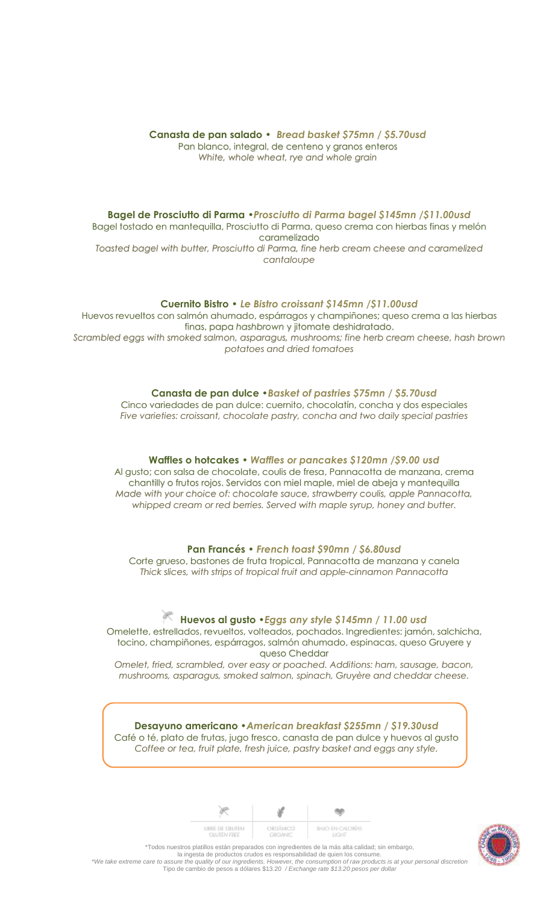**Canasta de pan salado •** ***Bread basket $75mn / $5.70usd***

Pan blanco, integral, de centeno y granos enteros

*White, whole wheat, rye and whole grain*

**Bagel de Prosciutto di Parma •*****Prosciutto di Parma bagel $145mn /$11.00usd***

Bagel tostado en mantequilla, Prosciutto di Parma, queso crema con hierbas finas y melón caramelizado

*Toasted bagel with butter, Prosciutto di Parma, fine herb cream cheese and caramelized cantaloupe*

**Cuernito Bistro •** ***Le Bistro croissant $145mn /$11.00usd***

Huevos revueltos con salmón ahumado, espárragos y champiñones; queso crema a las hierbas finas, papa hashbrown y jitomate deshidratado.

*Scrambled eggs with smoked salmon, asparagus, mushrooms; fine herb cream cheese, hash brown potatoes and dried tomatoes*

**Canasta de pan dulce •*****Basket of pastries $75mn / $5.70usd***

Cinco variedades de pan dulce: cuernito, chocolatín, concha y dos especiales

*Five varieties: croissant, chocolate pastry, concha and two daily special pastries*

**Waffles o hotcakes •** ***Waffles or pancakes $120mn /$9.00 usd***

Al gusto; con salsa de chocolate, coulis de fresa, Pannacotta de manzana, crema chantilly o frutos rojos. Servidos con miel maple, miel de abeja y mantequilla

*Made with your choice of: chocolate sauce, strawberry coulis, apple Pannacotta, whipped cream or red berries. Served with maple syrup, honey and butter.*

**Pan Francés •** ***French toast $90mn / $6.80usd***

Corte grueso, bastones de fruta tropical, Pannacotta de manzana y canela

*Thick slices, with strips of tropical fruit and apple-cinnamon Pannacotta*

**Huevos al gusto •*****Eggs any style $145mn / 11.00 usd***

Omelette, estrellados, revueltos, volteados, pochados. Ingredientes: jamón, salchicha, tocino, champiñones, espárragos, salmón ahumado, espinacas, queso Gruyere y queso Cheddar

*Omelet, fried, scrambled, over easy or poached. Additions: ham, sausage, bacon, mushrooms, asparagus, smoked salmon, spinach, Gruyère and cheddar cheese.*

**Desayuno americano •*****American breakfast $255mn / $19.30usd***

Café o té, plato de frutas, jugo fresco, canasta de pan dulce y huevos al gusto

*Coffee or tea, fruit plate, fresh juice, pastry basket and eggs any style.*

| LIBRE DE GLUTEN<br>GLUTEN FREE | ORGÁNICO<br>ORGANIC | BAJO EN CALORÍAS<br>LIGHT |
|---|---|---|

*Todos nuestros platillos están preparados con ingredientes de la más alta calidad; sin embargo, la ingesta de productos crudos es responsabilidad de quien los consume.

**We take extreme care to assure the quality of our ingredients. However, the consumption of raw products is at your personal discretion*

Tipo de cambio de pesos a dólares $13.20 */ Exchange rate $13.20 pesos per dollar*